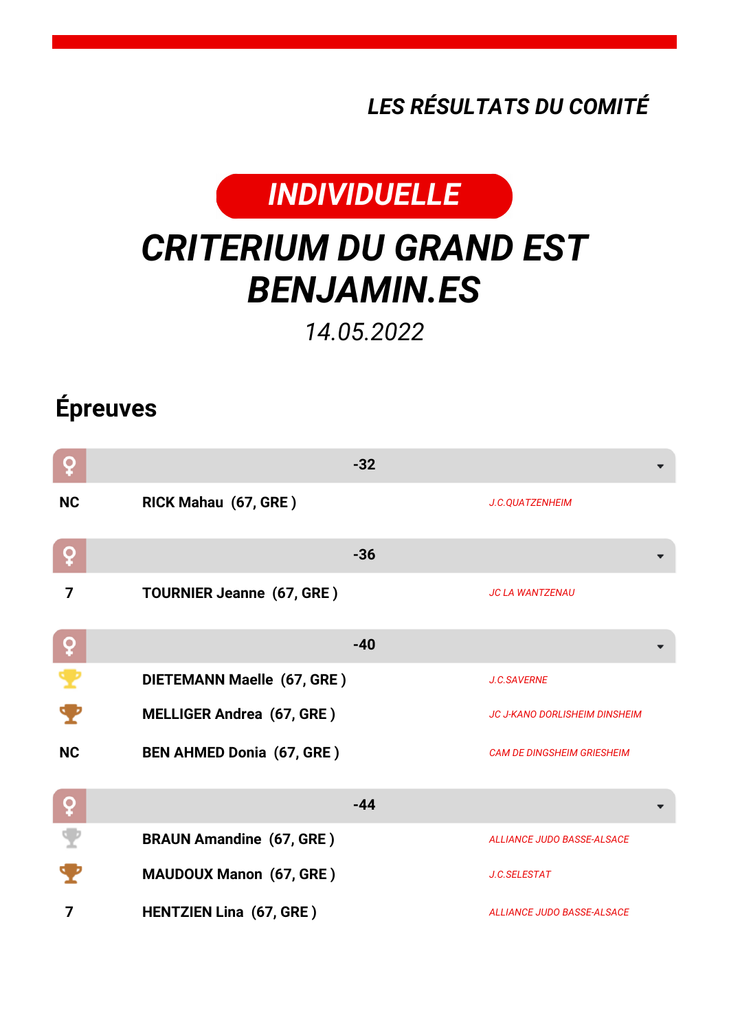*LES RÉSULTATS DU COMITÉ*

**INDIVIDUELLE**

# CRITERIUM DU GRAND EST BENJAMIN.ES

*14.05.2022*

## Épreuves

### ♀ -32

| | | |
|---|---|---|
| NC | **RICK Mahau (67, GRE )** | *J.C.QUATZENHEIM* |

### ♀ -36

| | | |
|---|---|---|
| 7 | **TOURNIER Jeanne (67, GRE )** | *JC LA WANTZENAU* |

### ♀ -40

| | | |
|---|---|---|
| 🏆 (or) | **DIETEMANN Maelle (67, GRE )** | *J.C.SAVERNE* |
| 🏆 (bronze) | **MELLIGER Andrea (67, GRE )** | *JC J-KANO DORLISHEIM DINSHEIM* |
| NC | **BEN AHMED Donia (67, GRE )** | *CAM DE DINGSHEIM GRIESHEIM* |

### ♀ -44

| | | |
|---|---|---|
| 🏆 (argent) | **BRAUN Amandine (67, GRE )** | *ALLIANCE JUDO BASSE-ALSACE* |
| 🏆 (bronze) | **MAUDOUX Manon (67, GRE )** | *J.C.SELESTAT* |
| 7 | **HENTZIEN Lina (67, GRE )** | *ALLIANCE JUDO BASSE-ALSACE* |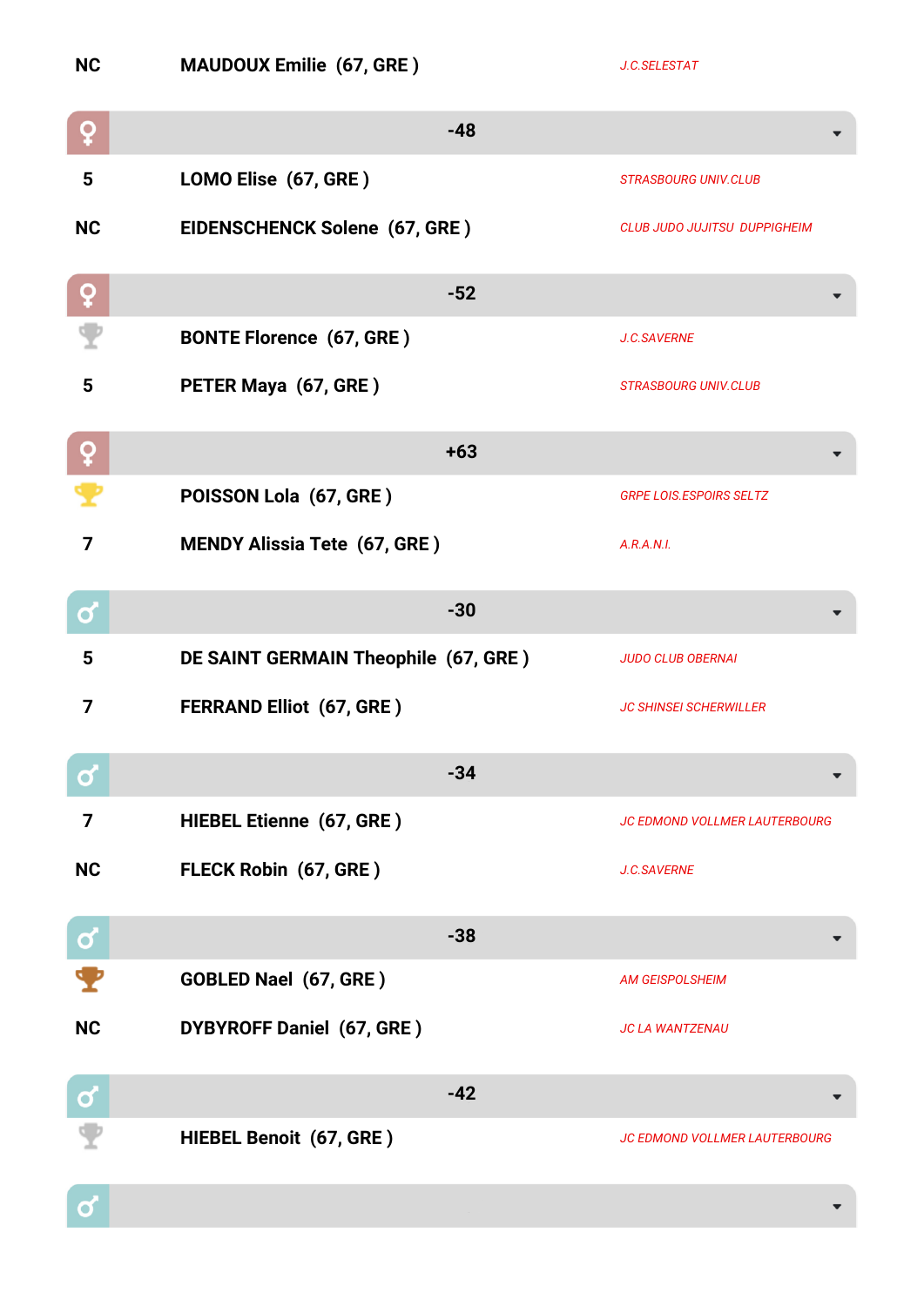| Classement | Nom | Club |
|---|---|---|
| NC | **MAUDOUX Emilie (67, GRE )** | *J.C.SELESTAT* |

## ♀ -48

| Classement | Nom | Club |
|---|---|---|
| 5 | **LOMO Elise (67, GRE )** | *STRASBOURG UNIV.CLUB* |
| NC | **EIDENSCHENCK Solene (67, GRE )** | *CLUB JUDO JUJITSU DUPPIGHEIM* |

## ♀ -52

| Classement | Nom | Club |
|---|---|---|
| 2 (argent) | **BONTE Florence (67, GRE )** | *J.C.SAVERNE* |
| 5 | **PETER Maya (67, GRE )** | *STRASBOURG UNIV.CLUB* |

## ♀ +63

| Classement | Nom | Club |
|---|---|---|
| 1 (or) | **POISSON Lola (67, GRE )** | *GRPE LOIS.ESPOIRS SELTZ* |
| 7 | **MENDY Alissia Tete (67, GRE )** | *A.R.A.N.I.* |

## ♂ -30

| Classement | Nom | Club |
|---|---|---|
| 5 | **DE SAINT GERMAIN Theophile (67, GRE )** | *JUDO CLUB OBERNAI* |
| 7 | **FERRAND Elliot (67, GRE )** | *JC SHINSEI SCHERWILLER* |

## ♂ -34

| Classement | Nom | Club |
|---|---|---|
| 7 | **HIEBEL Etienne (67, GRE )** | *JC EDMOND VOLLMER LAUTERBOURG* |
| NC | **FLECK Robin (67, GRE )** | *J.C.SAVERNE* |

## ♂ -38

| Classement | Nom | Club |
|---|---|---|
| 3 (bronze) | **GOBLED Nael (67, GRE )** | *AM GEISPOLSHEIM* |
| NC | **DYBYROFF Daniel (67, GRE )** | *JC LA WANTZENAU* |

## ♂ -42

| Classement | Nom | Club |
|---|---|---|
| 2 (argent) | **HIEBEL Benoit (67, GRE )** | *JC EDMOND VOLLMER LAUTERBOURG* |

## ♂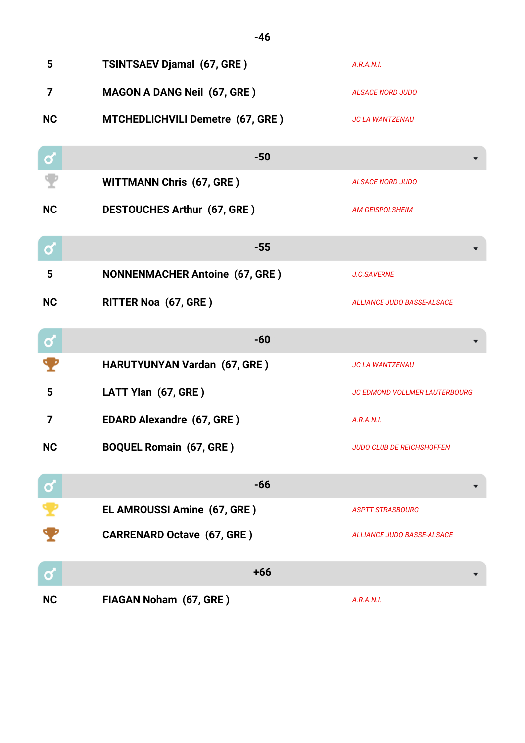## -46

| | | |
|---|---|---|
| 5 | **TSINTSAEV Djamal (67, GRE )** | *A.R.A.N.I.* |
| 7 | **MAGON A DANG Neil (67, GRE )** | *ALSACE NORD JUDO* |
| NC | **MTCHEDLICHVILI Demetre (67, GRE )** | *JC LA WANTZENAU* |

## -50

| | | |
|---|---|---|
| | **WITTMANN Chris (67, GRE )** | *ALSACE NORD JUDO* |
| NC | **DESTOUCHES Arthur (67, GRE )** | *AM GEISPOLSHEIM* |

## -55

| | | |
|---|---|---|
| 5 | **NONNENMACHER Antoine (67, GRE )** | *J.C.SAVERNE* |
| NC | **RITTER Noa (67, GRE )** | *ALLIANCE JUDO BASSE-ALSACE* |

## -60

| | | |
|---|---|---|
| | **HARUTYUNYAN Vardan (67, GRE )** | *JC LA WANTZENAU* |
| 5 | **LATT Ylan (67, GRE )** | *JC EDMOND VOLLMER LAUTERBOURG* |
| 7 | **EDARD Alexandre (67, GRE )** | *A.R.A.N.I.* |
| NC | **BOQUEL Romain (67, GRE )** | *JUDO CLUB DE REICHSHOFFEN* |

## -66

| | | |
|---|---|---|
| | **EL AMROUSSI Amine (67, GRE )** | *ASPTT STRASBOURG* |
| | **CARRENARD Octave (67, GRE )** | *ALLIANCE JUDO BASSE-ALSACE* |

## +66

| | | |
|---|---|---|
| NC | **FIAGAN Noham (67, GRE )** | *A.R.A.N.I.* |